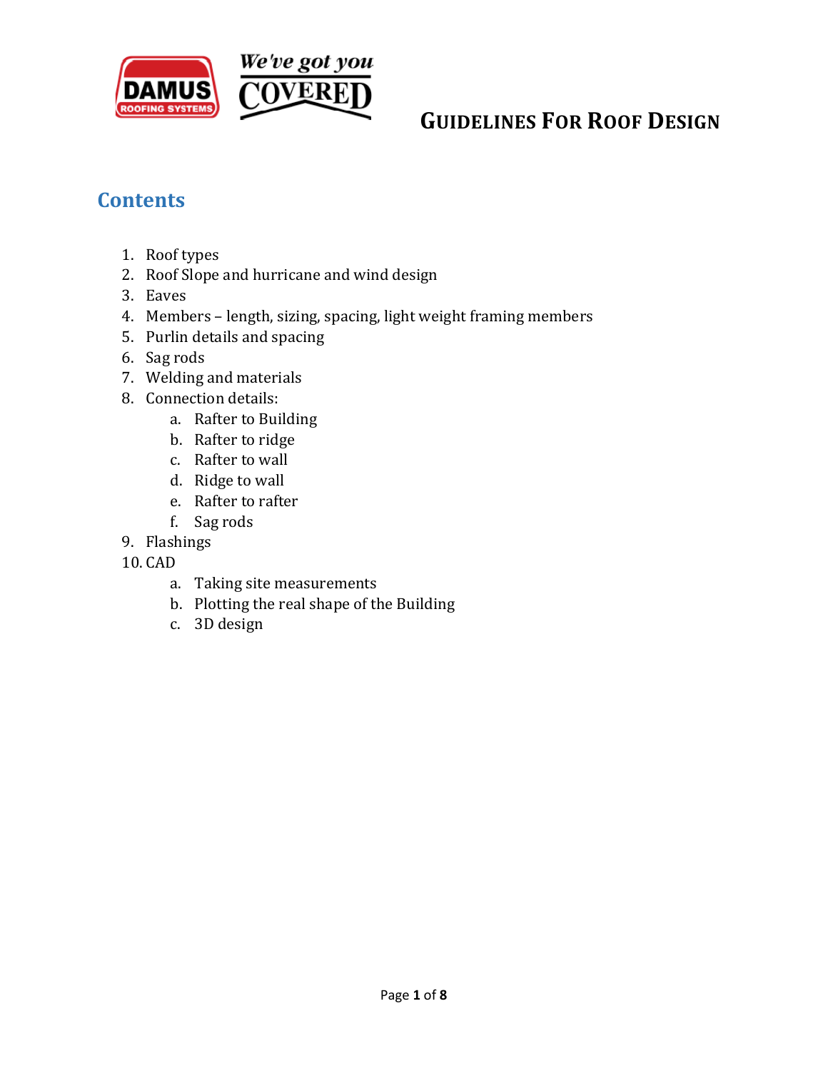# GUIDELINES FOR ROOF DESIGN

## Contents

1. Roof types
2. Roof Slope and hurricane and wind design
3. Eaves
4. Members – length, sizing, spacing, light weight framing members
5. Purlin details and spacing
6. Sag rods
7. Welding and materials
8. Connection details:
    a. Rafter to Building
    b. Rafter to ridge
    c. Rafter to wall
    d. Ridge to wall
    e. Rafter to rafter
    f. Sag rods
9. Flashings
10. CAD
    a. Taking site measurements
    b. Plotting the real shape of the Building
    c. 3D design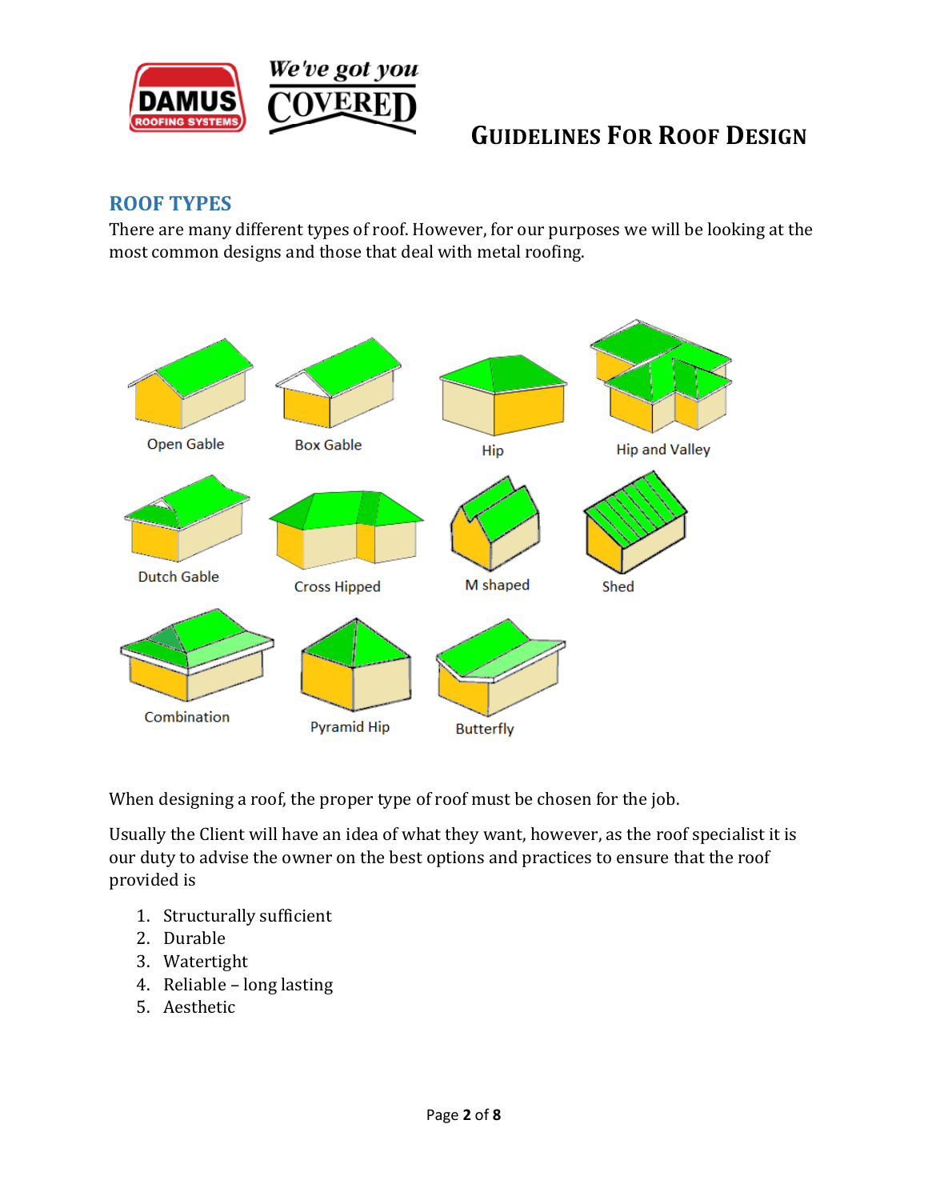## ROOF TYPES

There are many different types of roof. However, for our purposes we will be looking at the most common designs and those that deal with metal roofing.

Open Gable

Box Gable

Hip

Hip and Valley

Dutch Gable

Cross Hipped

M shaped

Shed

Combination

Pyramid Hip

Butterfly

When designing a roof, the proper type of roof must be chosen for the job.

Usually the Client will have an idea of what they want, however, as the roof specialist it is our duty to advise the owner on the best options and practices to ensure that the roof provided is

1. Structurally sufficient
2. Durable
3. Watertight
4. Reliable – long lasting
5. Aesthetic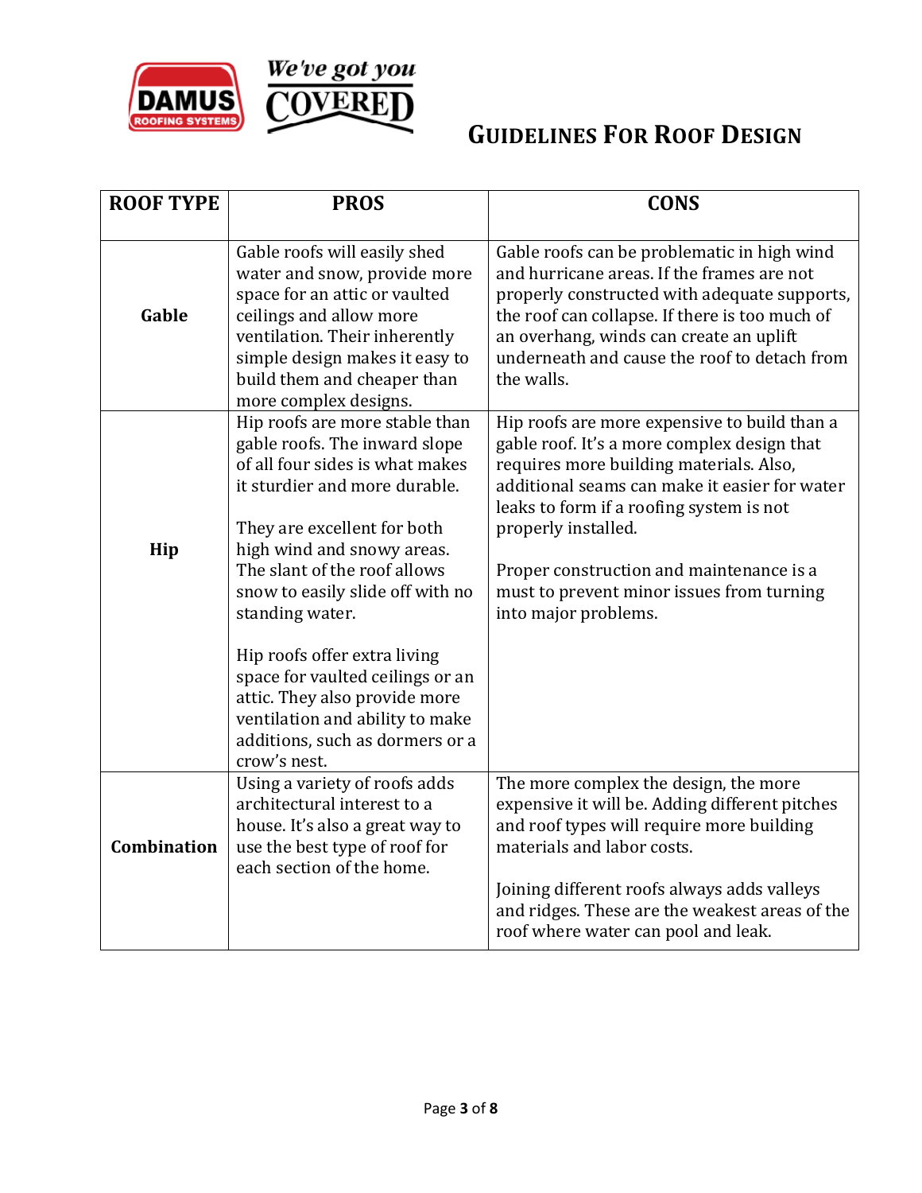# Guidelines For Roof Design

| ROOF TYPE | PROS | CONS |
|---|---|---|
| **Gable** | Gable roofs will easily shed water and snow, provide more space for an attic or vaulted ceilings and allow more ventilation. Their inherently simple design makes it easy to build them and cheaper than more complex designs. | Gable roofs can be problematic in high wind and hurricane areas. If the frames are not properly constructed with adequate supports, the roof can collapse. If there is too much of an overhang, winds can create an uplift underneath and cause the roof to detach from the walls. |
| **Hip** | Hip roofs are more stable than gable roofs. The inward slope of all four sides is what makes it sturdier and more durable.<br><br>They are excellent for both high wind and snowy areas. The slant of the roof allows snow to easily slide off with no standing water.<br><br>Hip roofs offer extra living space for vaulted ceilings or an attic. They also provide more ventilation and ability to make additions, such as dormers or a crow's nest. | Hip roofs are more expensive to build than a gable roof. It's a more complex design that requires more building materials. Also, additional seams can make it easier for water leaks to form if a roofing system is not properly installed.<br><br>Proper construction and maintenance is a must to prevent minor issues from turning into major problems. |
| **Combination** | Using a variety of roofs adds architectural interest to a house. It's also a great way to use the best type of roof for each section of the home. | The more complex the design, the more expensive it will be. Adding different pitches and roof types will require more building materials and labor costs.<br><br>Joining different roofs always adds valleys and ridges. These are the weakest areas of the roof where water can pool and leak. |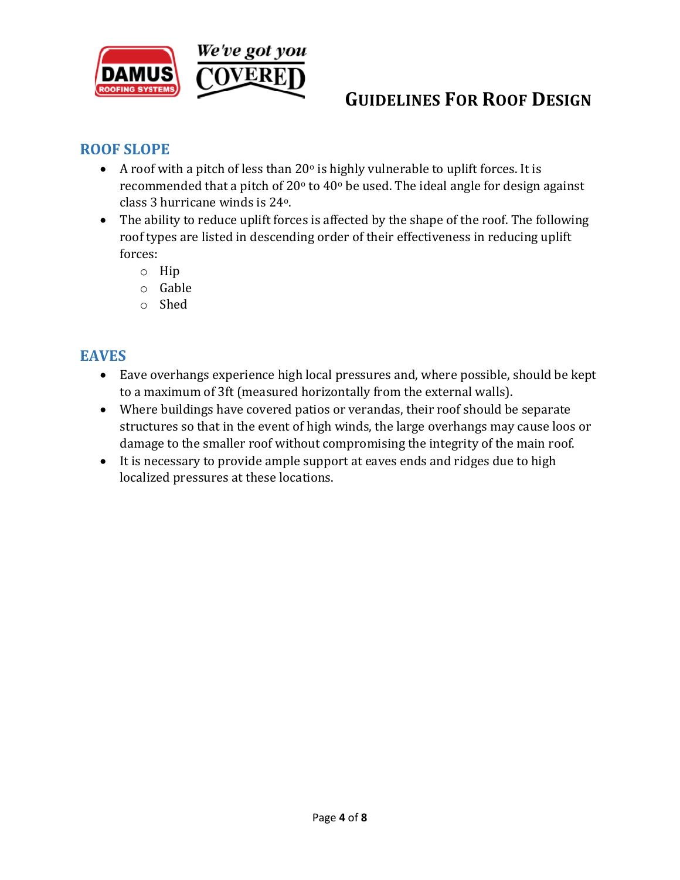## ROOF SLOPE

- A roof with a pitch of less than 20° is highly vulnerable to uplift forces. It is recommended that a pitch of 20° to 40° be used. The ideal angle for design against class 3 hurricane winds is 24°.
- The ability to reduce uplift forces is affected by the shape of the roof. The following roof types are listed in descending order of their effectiveness in reducing uplift forces:
  - Hip
  - Gable
  - Shed

## EAVES

- Eave overhangs experience high local pressures and, where possible, should be kept to a maximum of 3ft (measured horizontally from the external walls).
- Where buildings have covered patios or verandas, their roof should be separate structures so that in the event of high winds, the large overhangs may cause loos or damage to the smaller roof without compromising the integrity of the main roof.
- It is necessary to provide ample support at eaves ends and ridges due to high localized pressures at these locations.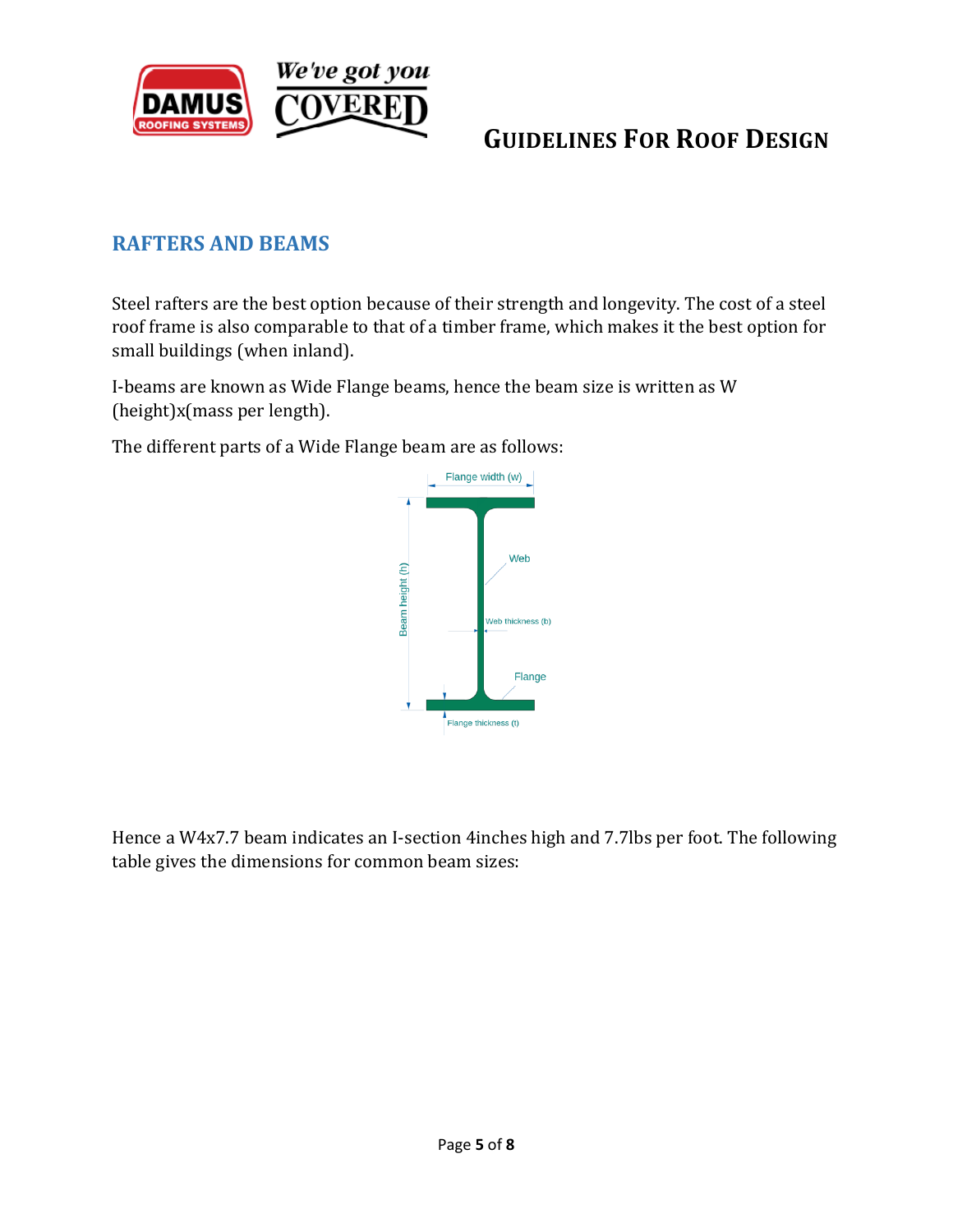## RAFTERS AND BEAMS

Steel rafters are the best option because of their strength and longevity. The cost of a steel roof frame is also comparable to that of a timber frame, which makes it the best option for small buildings (when inland).

I-beams are known as Wide Flange beams, hence the beam size is written as W (height)x(mass per length).

The different parts of a Wide Flange beam are as follows:

Hence a W4x7.7 beam indicates an I-section 4inches high and 7.7lbs per foot. The following table gives the dimensions for common beam sizes: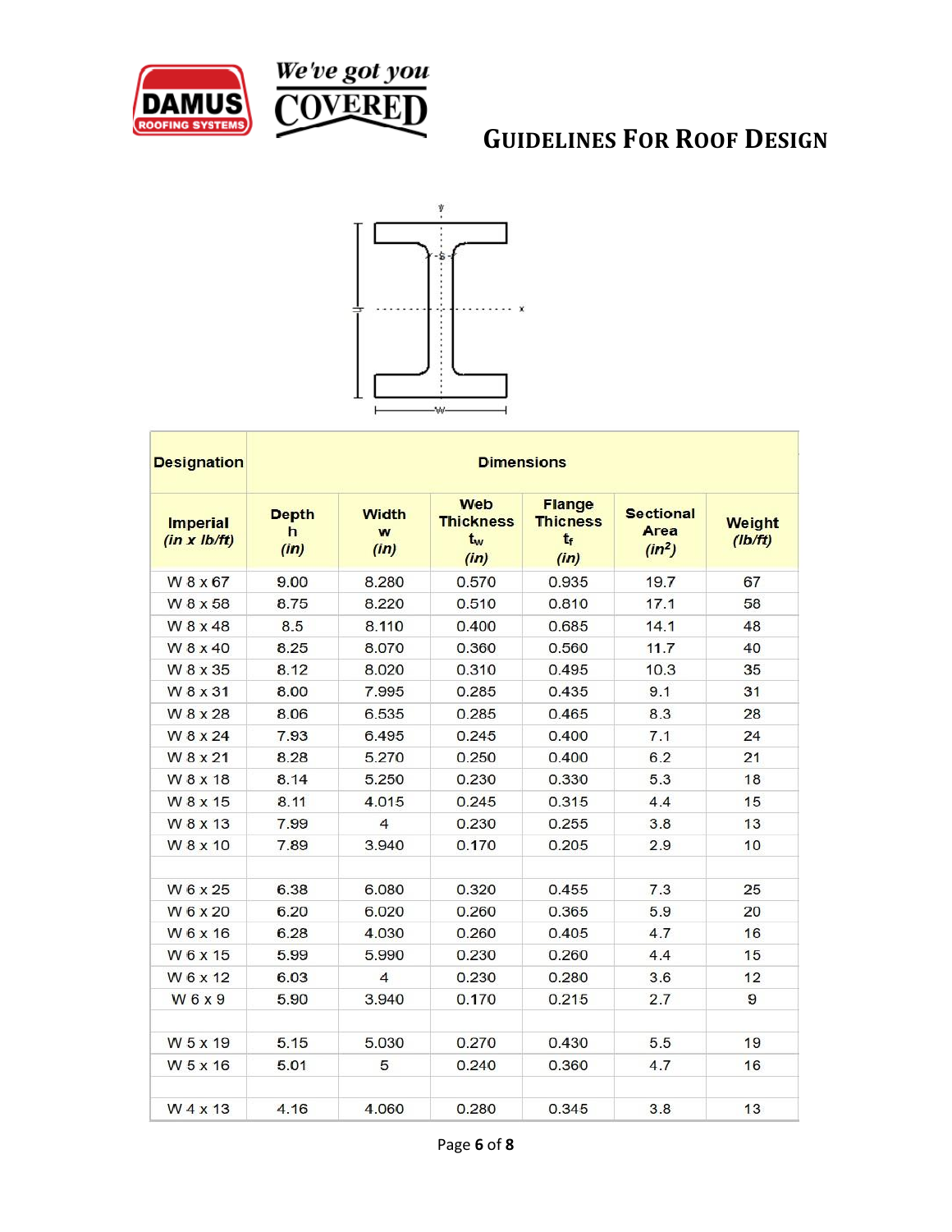| Designation | Dimensions | | | | | |
|---|---|---|---|---|---|---|
| Imperial *(in x lb/ft)* | Depth h *(in)* | Width w *(in)* | Web Thickness $t_w$ *(in)* | Flange Thicness $t_f$ *(in)* | Sectional Area *($in^2$)* | Weight *(lb/ft)* |
| W 8 x 67 | 9.00 | 8.280 | 0.570 | 0.935 | 19.7 | 67 |
| W 8 x 58 | 8.75 | 8.220 | 0.510 | 0.810 | 17.1 | 58 |
| W 8 x 48 | 8.5 | 8.110 | 0.400 | 0.685 | 14.1 | 48 |
| W 8 x 40 | 8.25 | 8.070 | 0.360 | 0.560 | 11.7 | 40 |
| W 8 x 35 | 8.12 | 8.020 | 0.310 | 0.495 | 10.3 | 35 |
| W 8 x 31 | 8.00 | 7.995 | 0.285 | 0.435 | 9.1 | 31 |
| W 8 x 28 | 8.06 | 6.535 | 0.285 | 0.465 | 8.3 | 28 |
| W 8 x 24 | 7.93 | 6.495 | 0.245 | 0.400 | 7.1 | 24 |
| W 8 x 21 | 8.28 | 5.270 | 0.250 | 0.400 | 6.2 | 21 |
| W 8 x 18 | 8.14 | 5.250 | 0.230 | 0.330 | 5.3 | 18 |
| W 8 x 15 | 8.11 | 4.015 | 0.245 | 0.315 | 4.4 | 15 |
| W 8 x 13 | 7.99 | 4 | 0.230 | 0.255 | 3.8 | 13 |
| W 8 x 10 | 7.89 | 3.940 | 0.170 | 0.205 | 2.9 | 10 |
| | | | | | | |
| W 6 x 25 | 6.38 | 6.080 | 0.320 | 0.455 | 7.3 | 25 |
| W 6 x 20 | 6.20 | 6.020 | 0.260 | 0.365 | 5.9 | 20 |
| W 6 x 16 | 6.28 | 4.030 | 0.260 | 0.405 | 4.7 | 16 |
| W 6 x 15 | 5.99 | 5.990 | 0.230 | 0.260 | 4.4 | 15 |
| W 6 x 12 | 6.03 | 4 | 0.230 | 0.280 | 3.6 | 12 |
| W 6 x 9 | 5.90 | 3.940 | 0.170 | 0.215 | 2.7 | 9 |
| | | | | | | |
| W 5 x 19 | 5.15 | 5.030 | 0.270 | 0.430 | 5.5 | 19 |
| W 5 x 16 | 5.01 | 5 | 0.240 | 0.360 | 4.7 | 16 |
| | | | | | | |
| W 4 x 13 | 4.16 | 4.060 | 0.280 | 0.345 | 3.8 | 13 |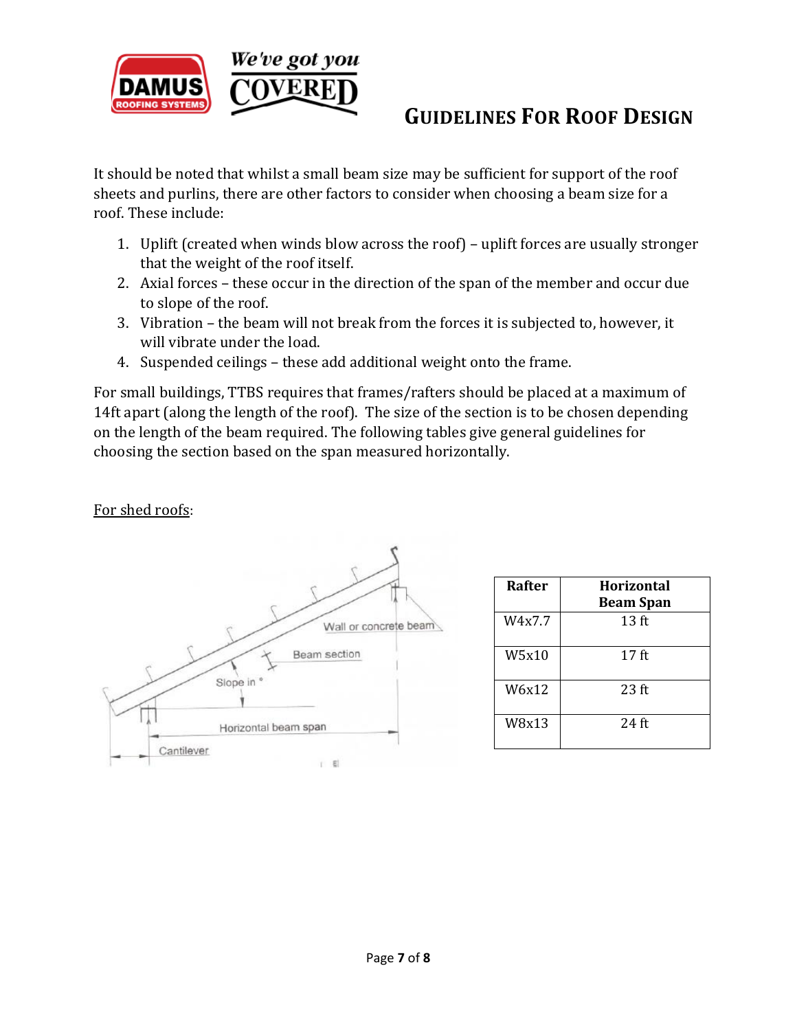It should be noted that whilst a small beam size may be sufficient for support of the roof sheets and purlins, there are other factors to consider when choosing a beam size for a roof. These include:

1. Uplift (created when winds blow across the roof) – uplift forces are usually stronger that the weight of the roof itself.
2. Axial forces – these occur in the direction of the span of the member and occur due to slope of the roof.
3. Vibration – the beam will not break from the forces it is subjected to, however, it will vibrate under the load.
4. Suspended ceilings – these add additional weight onto the frame.

For small buildings, TTBS requires that frames/rafters should be placed at a maximum of 14ft apart (along the length of the roof). The size of the section is to be chosen depending on the length of the beam required. The following tables give general guidelines for choosing the section based on the span measured horizontally.

For shed roofs:

| Rafter | Horizontal Beam Span |
|---|---|
| W4x7.7 | 13 ft |
| W5x10 | 17 ft |
| W6x12 | 23 ft |
| W8x13 | 24 ft |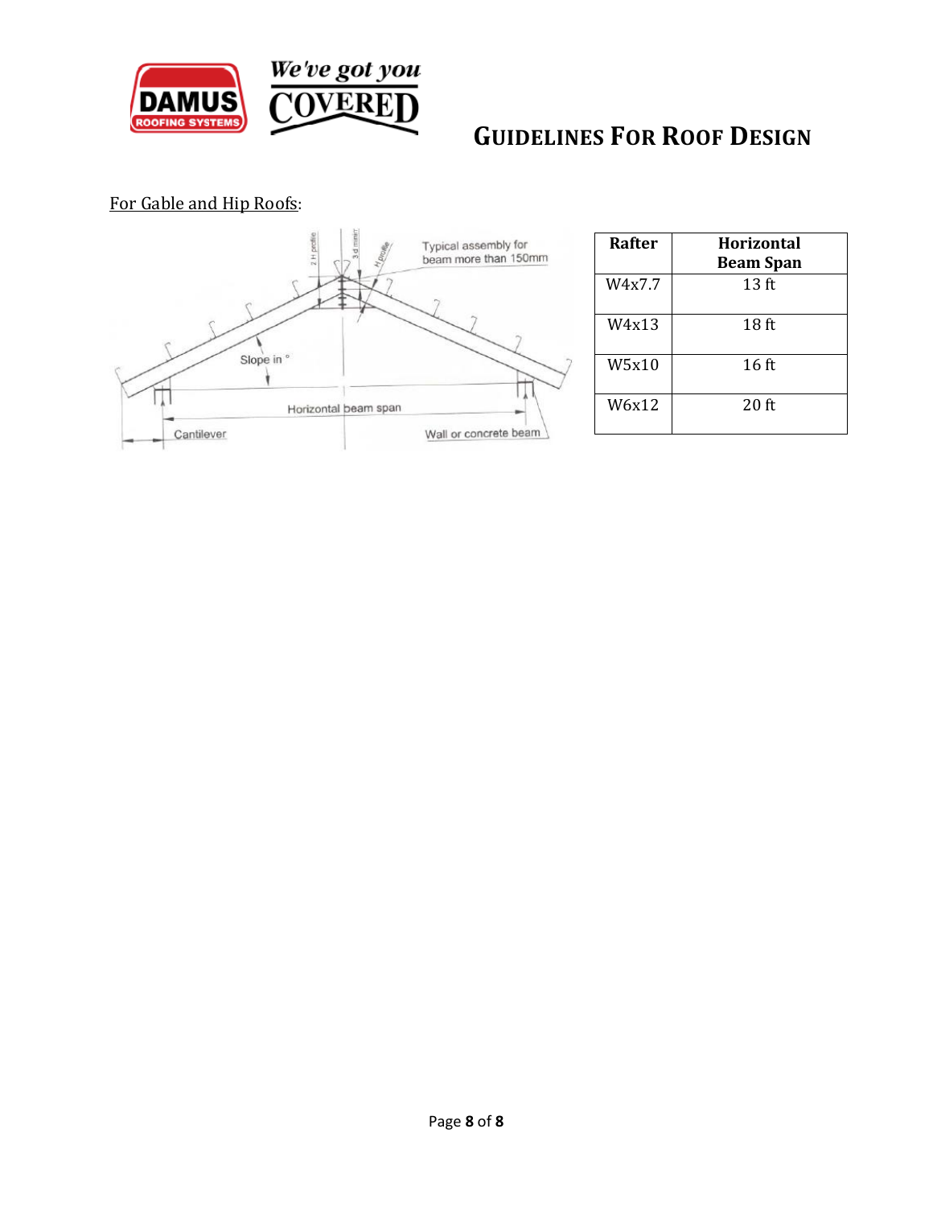For Gable and Hip Roofs:

2 H profile

3 d mimm

H profile

Typical assembly for beam more than 150mm

Slope in °

Horizontal beam span

Cantilever

Wall or concrete beam

| Rafter | Horizontal Beam Span |
|---|---|
| W4x7.7 | 13 ft |
| W4x13 | 18 ft |
| W5x10 | 16 ft |
| W6x12 | 20 ft |